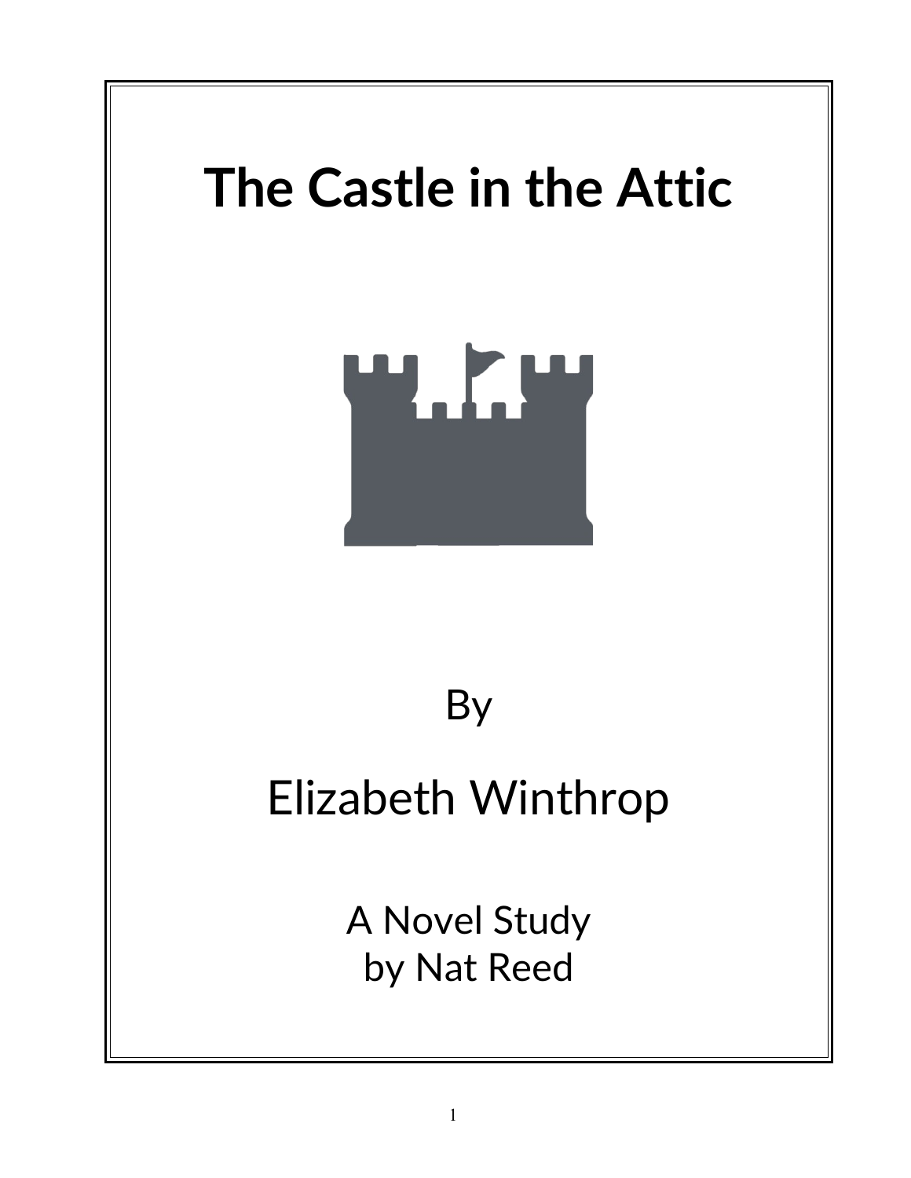# The Castle in the Attic

By

Elizabeth Winthrop

A Novel Study
by Nat Reed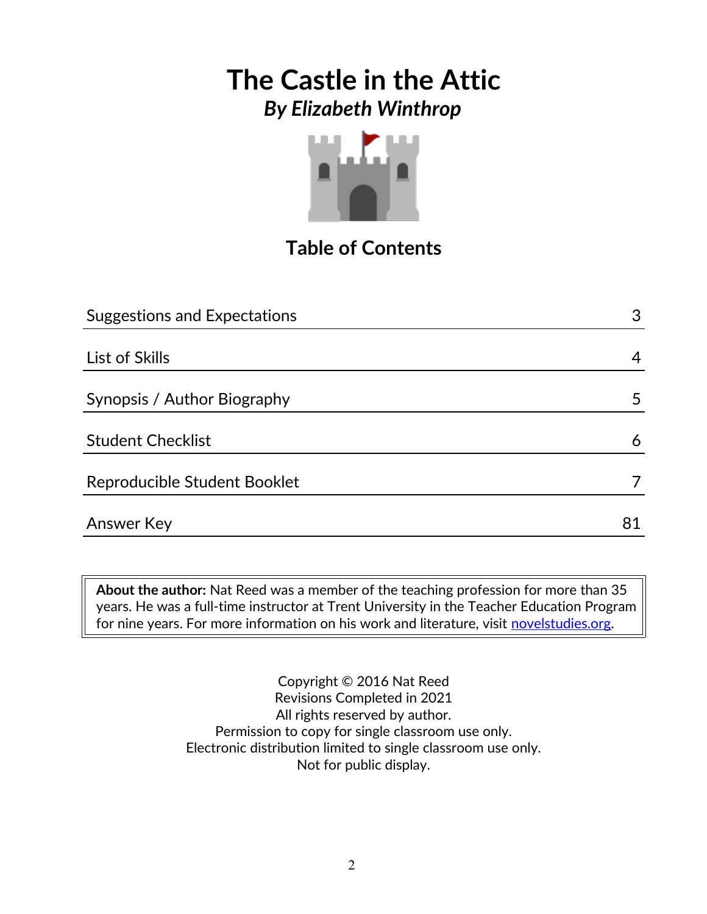# The Castle in the Attic

## *By Elizabeth Winthrop*

## Table of Contents

| | |
|---|---|
| Suggestions and Expectations | 3 |
| List of Skills | 4 |
| Synopsis / Author Biography | 5 |
| Student Checklist | 6 |
| Reproducible Student Booklet | 7 |
| Answer Key | 81 |

**About the author:** Nat Reed was a member of the teaching profession for more than 35 years. He was a full-time instructor at Trent University in the Teacher Education Program for nine years. For more information on his work and literature, visit [novelstudies.org](novelstudies.org).

Copyright © 2016 Nat Reed
Revisions Completed in 2021
All rights reserved by author.
Permission to copy for single classroom use only.
Electronic distribution limited to single classroom use only.
Not for public display.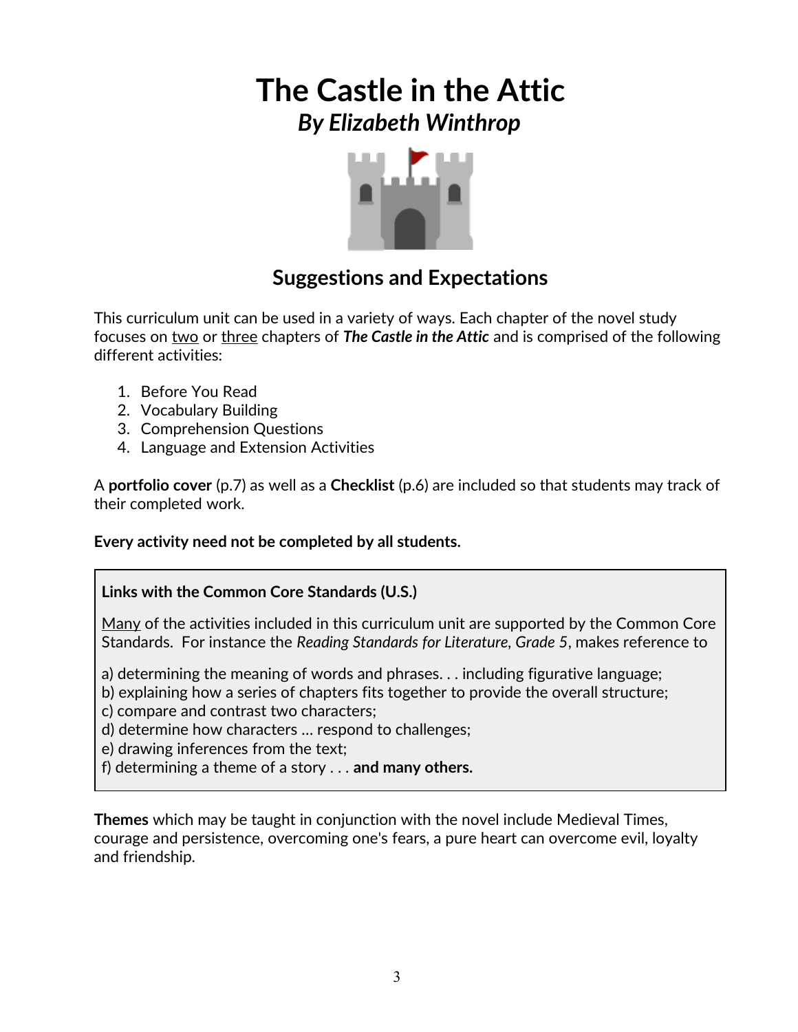# The Castle in the Attic

## *By Elizabeth Winthrop*

### Suggestions and Expectations

This curriculum unit can be used in a variety of ways. Each chapter of the novel study focuses on <u>two</u> or <u>three</u> chapters of ***The Castle in the Attic*** and is comprised of the following different activities:

1. Before You Read
2. Vocabulary Building
3. Comprehension Questions
4. Language and Extension Activities

A **portfolio cover** (p.7) as well as a **Checklist** (p.6) are included so that students may track of their completed work.

**Every activity need not be completed by all students.**

**Links with the Common Core Standards (U.S.)**

<u>Many</u> of the activities included in this curriculum unit are supported by the Common Core Standards. For instance the *Reading Standards for Literature, Grade 5*, makes reference to

a) determining the meaning of words and phrases. . . including figurative language;
b) explaining how a series of chapters fits together to provide the overall structure;
c) compare and contrast two characters;
d) determine how characters … respond to challenges;
e) drawing inferences from the text;
f) determining a theme of a story . . . **and many others.**

**Themes** which may be taught in conjunction with the novel include Medieval Times, courage and persistence, overcoming one's fears, a pure heart can overcome evil, loyalty and friendship.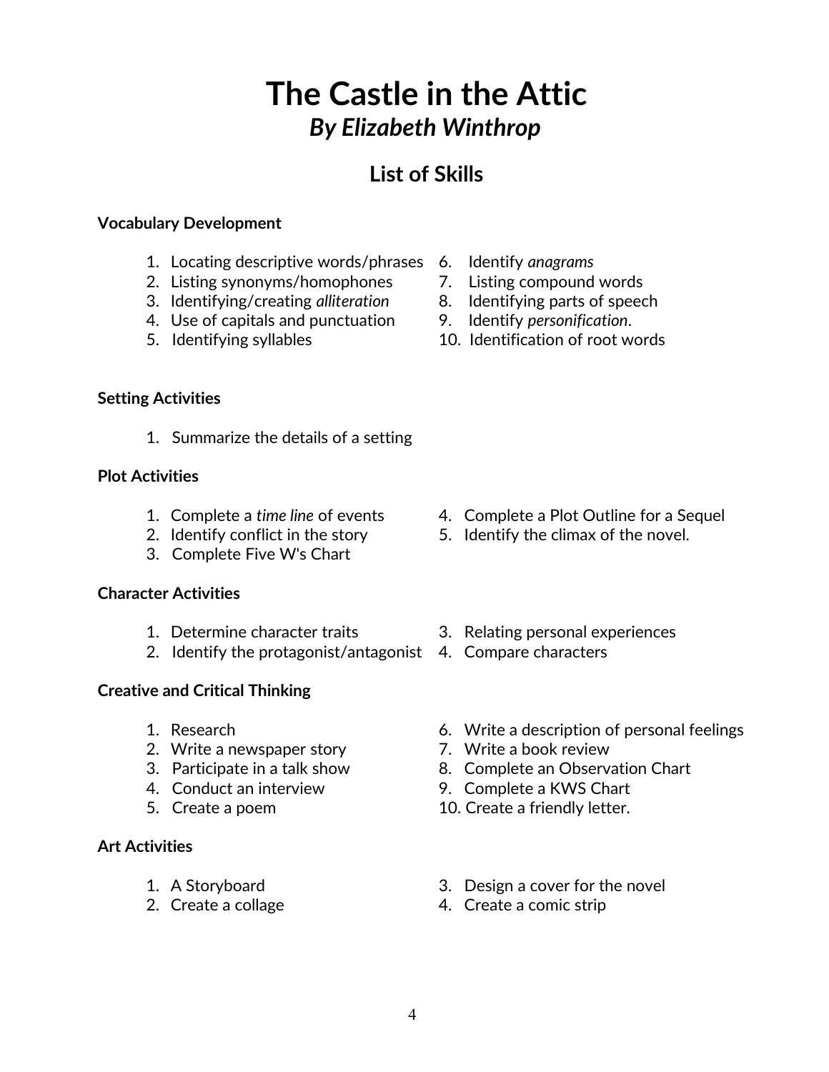# The Castle in the Attic

## *By Elizabeth Winthrop*

## List of Skills

**Vocabulary Development**

1. Locating descriptive words/phrases
2. Listing synonyms/homophones
3. Identifying/creating *alliteration*
4. Use of capitals and punctuation
5. Identifying syllables
6. Identify *anagrams*
7. Listing compound words
8. Identifying parts of speech
9. Identify *personification*.
10. Identification of root words

**Setting Activities**

1. Summarize the details of a setting

**Plot Activities**

1. Complete a *time line* of events
2. Identify conflict in the story
3. Complete Five W's Chart
4. Complete a Plot Outline for a Sequel
5. Identify the climax of the novel.

**Character Activities**

1. Determine character traits
2. Identify the protagonist/antagonist
3. Relating personal experiences
4. Compare characters

**Creative and Critical Thinking**

1. Research
2. Write a newspaper story
3. Participate in a talk show
4. Conduct an interview
5. Create a poem
6. Write a description of personal feelings
7. Write a book review
8. Complete an Observation Chart
9. Complete a KWS Chart
10. Create a friendly letter.

**Art Activities**

1. A Storyboard
2. Create a collage
3. Design a cover for the novel
4. Create a comic strip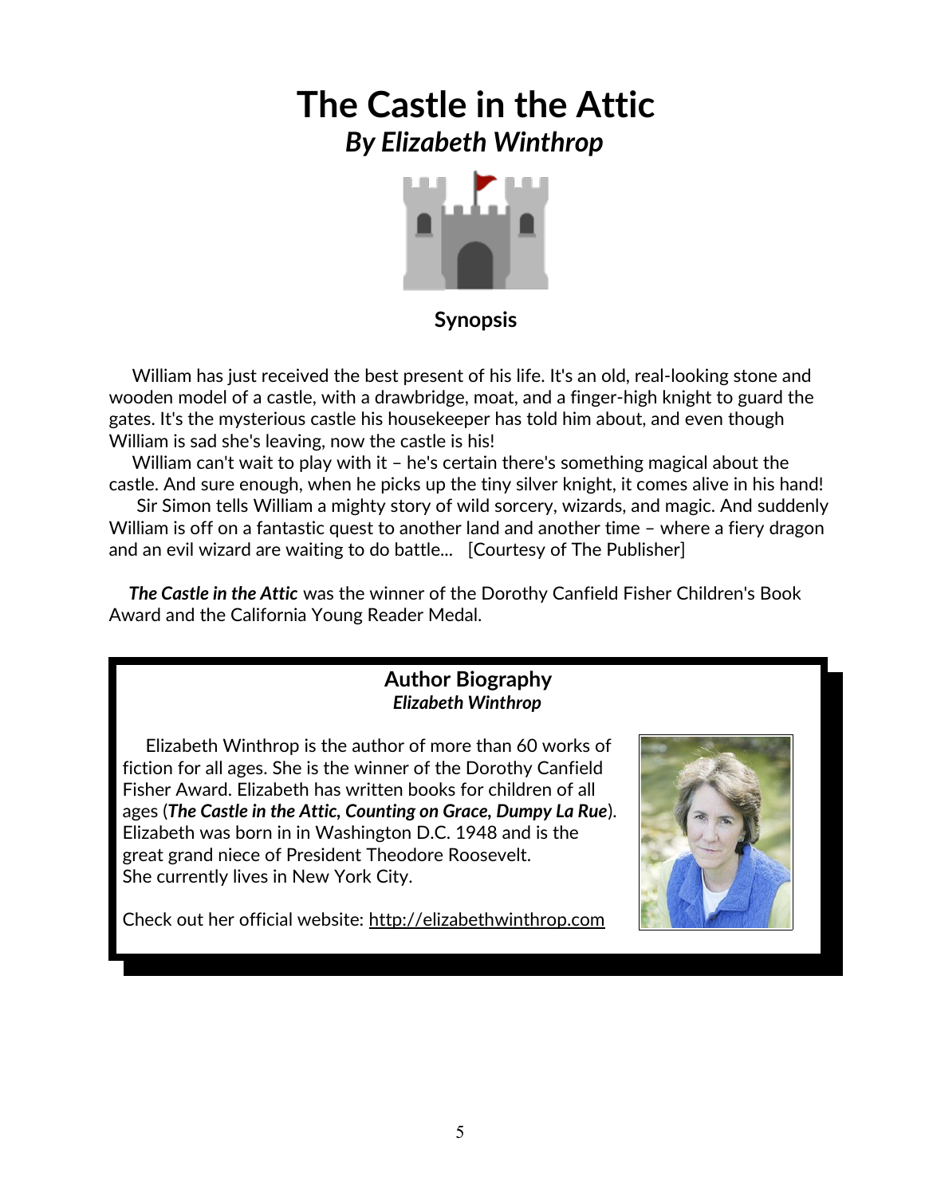# The Castle in the Attic

## *By Elizabeth Winthrop*

### Synopsis

William has just received the best present of his life. It's an old, real-looking stone and wooden model of a castle, with a drawbridge, moat, and a finger-high knight to guard the gates. It's the mysterious castle his housekeeper has told him about, and even though William is sad she's leaving, now the castle is his!

William can't wait to play with it – he's certain there's something magical about the castle. And sure enough, when he picks up the tiny silver knight, it comes alive in his hand!

Sir Simon tells William a mighty story of wild sorcery, wizards, and magic. And suddenly William is off on a fantastic quest to another land and another time – where a fiery dragon and an evil wizard are waiting to do battle... [Courtesy of The Publisher]

***The Castle in the Attic*** was the winner of the Dorothy Canfield Fisher Children's Book Award and the California Young Reader Medal.

### Author Biography

***Elizabeth Winthrop***

Elizabeth Winthrop is the author of more than 60 works of fiction for all ages. She is the winner of the Dorothy Canfield Fisher Award. Elizabeth has written books for children of all ages (***The Castle in the Attic, Counting on Grace, Dumpy La Rue***). Elizabeth was born in in Washington D.C. 1948 and is the great grand niece of President Theodore Roosevelt. She currently lives in New York City.

Check out her official website: http://elizabethwinthrop.com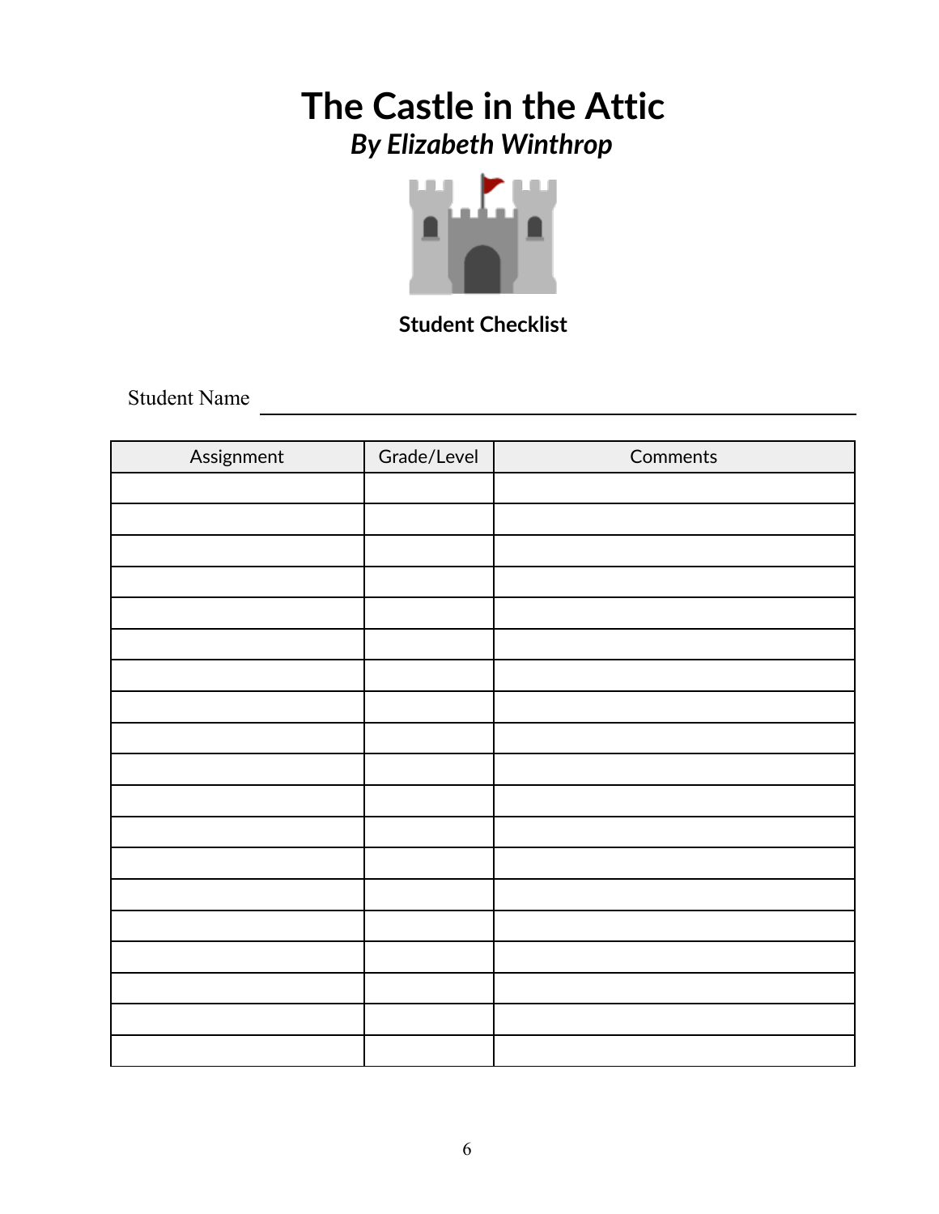# The Castle in the Attic

## *By Elizabeth Winthrop*

**Student Checklist**

Student Name ______________________________

| Assignment | Grade/Level | Comments |
| --- | --- | --- |
| | | |
| | | |
| | | |
| | | |
| | | |
| | | |
| | | |
| | | |
| | | |
| | | |
| | | |
| | | |
| | | |
| | | |
| | | |
| | | |
| | | |
| | | |
| | | |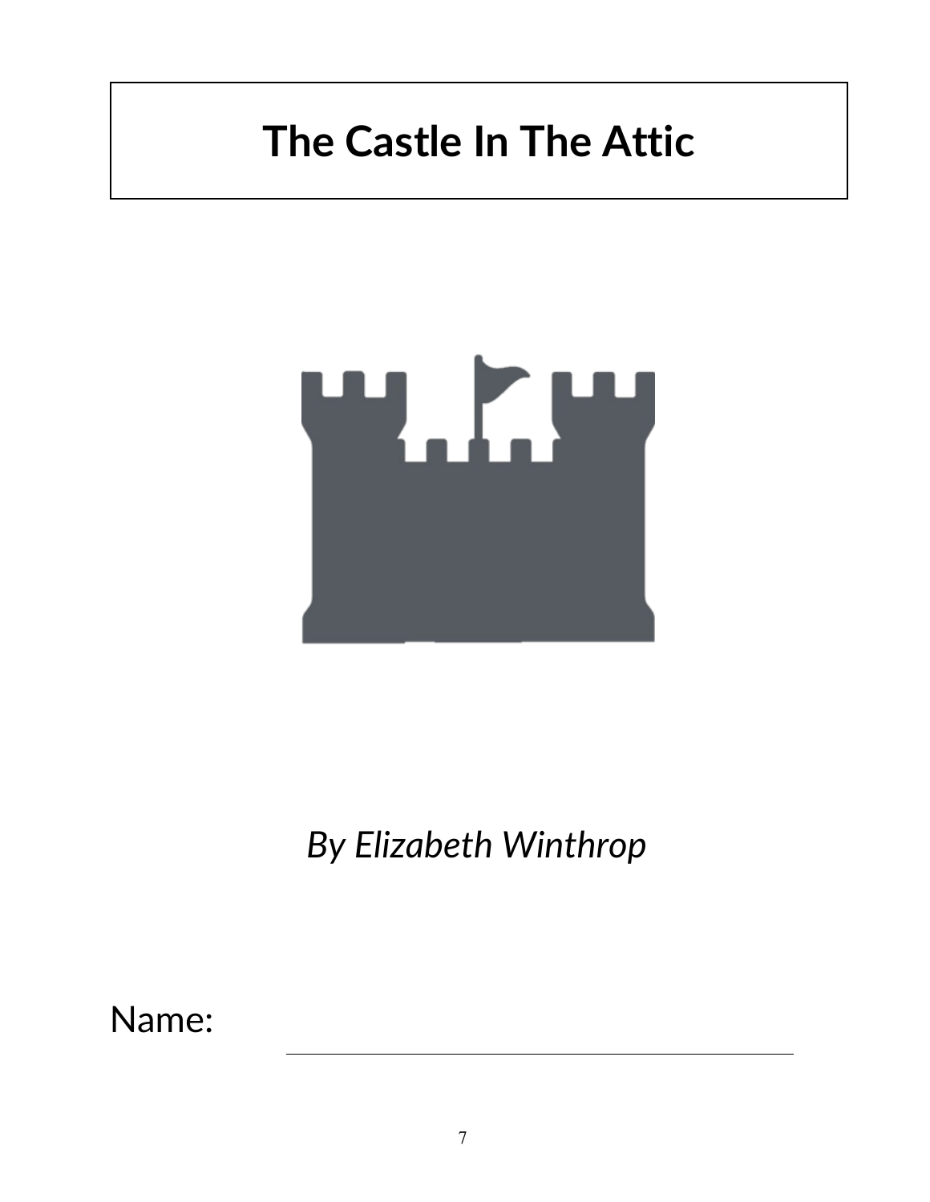# The Castle In The Attic

*By Elizabeth Winthrop*

Name: ______________________________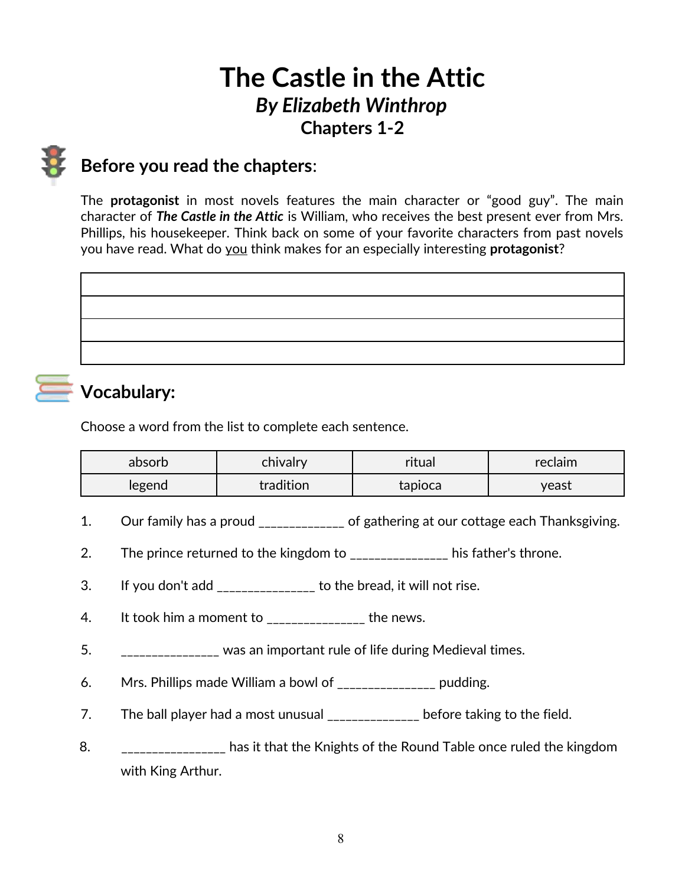# The Castle in the Attic

## *By Elizabeth Winthrop*

### Chapters 1-2

## Before you read the chapters:

The **protagonist** in most novels features the main character or "good guy". The main character of ***The Castle in the Attic*** is William, who receives the best present ever from Mrs. Phillips, his housekeeper. Think back on some of your favorite characters from past novels you have read. What do you think makes for an especially interesting **protagonist**?

| |
|---|
| |
| |
| |
| |

## Vocabulary:

Choose a word from the list to complete each sentence.

| absorb | chivalry | ritual | reclaim |
|---|---|---|---|
| legend | tradition | tapioca | yeast |

1. Our family has a proud _____________ of gathering at our cottage each Thanksgiving.
2. The prince returned to the kingdom to _______________ his father's throne.
3. If you don't add _______________ to the bread, it will not rise.
4. It took him a moment to _______________ the news.
5. _______________ was an important rule of life during Medieval times.
6. Mrs. Phillips made William a bowl of _______________ pudding.
7. The ball player had a most unusual ______________ before taking to the field.
8. ________________ has it that the Knights of the Round Table once ruled the kingdom with King Arthur.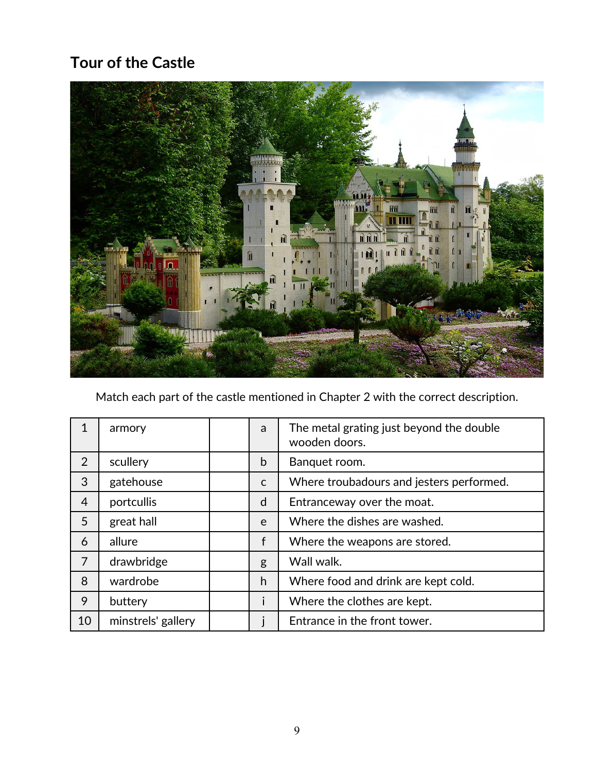## Tour of the Castle

Match each part of the castle mentioned in Chapter 2 with the correct description.

| | | | | |
|---|---|---|---|---|
| 1 | armory | | a | The metal grating just beyond the double wooden doors. |
| 2 | scullery | | b | Banquet room. |
| 3 | gatehouse | | c | Where troubadours and jesters performed. |
| 4 | portcullis | | d | Entranceway over the moat. |
| 5 | great hall | | e | Where the dishes are washed. |
| 6 | allure | | f | Where the weapons are stored. |
| 7 | drawbridge | | g | Wall walk. |
| 8 | wardrobe | | h | Where food and drink are kept cold. |
| 9 | buttery | | i | Where the clothes are kept. |
| 10 | minstrels' gallery | | j | Entrance in the front tower. |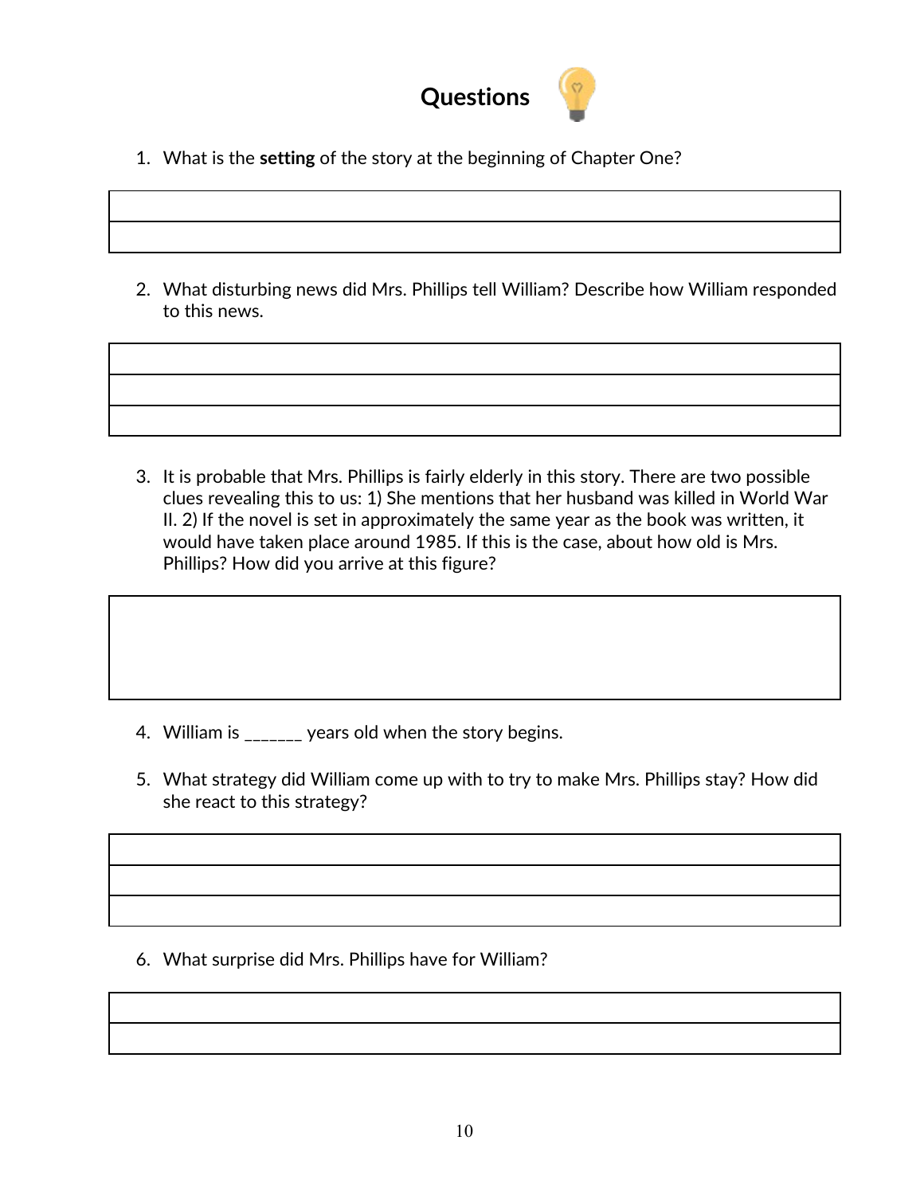# Questions

1. What is the **setting** of the story at the beginning of Chapter One?

| |
|---|
| |

2. What disturbing news did Mrs. Phillips tell William? Describe how William responded to this news.

| |
|---|
| |
| |

3. It is probable that Mrs. Phillips is fairly elderly in this story. There are two possible clues revealing this to us: 1) She mentions that her husband was killed in World War II. 2) If the novel is set in approximately the same year as the book was written, it would have taken place around 1985. If this is the case, about how old is Mrs. Phillips? How did you arrive at this figure?

| |
|---|

4. William is _______ years old when the story begins.

5. What strategy did William come up with to try to make Mrs. Phillips stay? How did she react to this strategy?

| |
|---|
| |
| |

6. What surprise did Mrs. Phillips have for William?

| |
|---|
| |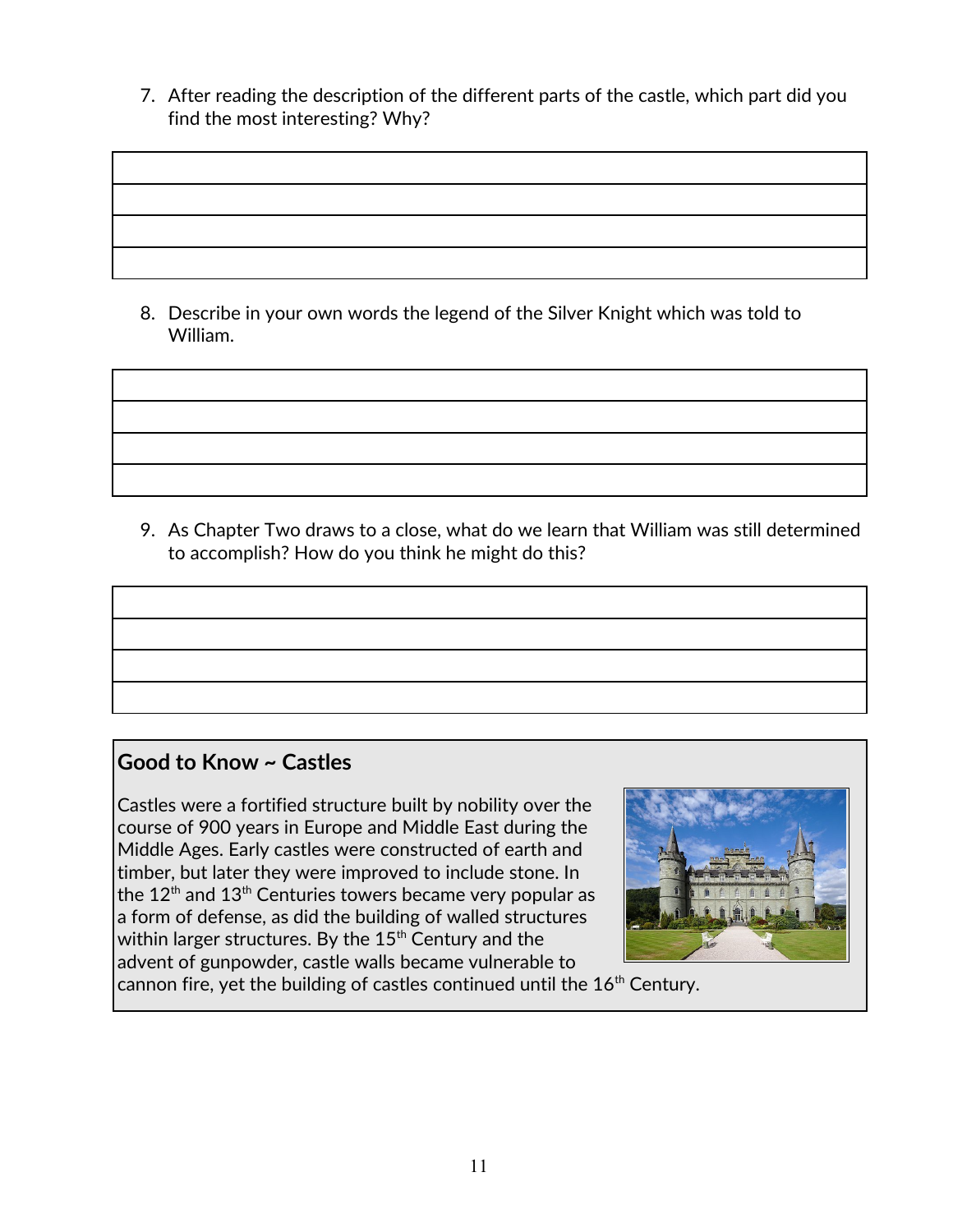7. After reading the description of the different parts of the castle, which part did you find the most interesting? Why?

8. Describe in your own words the legend of the Silver Knight which was told to William.

9. As Chapter Two draws to a close, what do we learn that William was still determined to accomplish? How do you think he might do this?

**Good to Know ~ Castles**

Castles were a fortified structure built by nobility over the course of 900 years in Europe and Middle East during the Middle Ages. Early castles were constructed of earth and timber, but later they were improved to include stone. In the 12th and 13th Centuries towers became very popular as a form of defense, as did the building of walled structures within larger structures. By the 15th Century and the advent of gunpowder, castle walls became vulnerable to cannon fire, yet the building of castles continued until the 16th Century.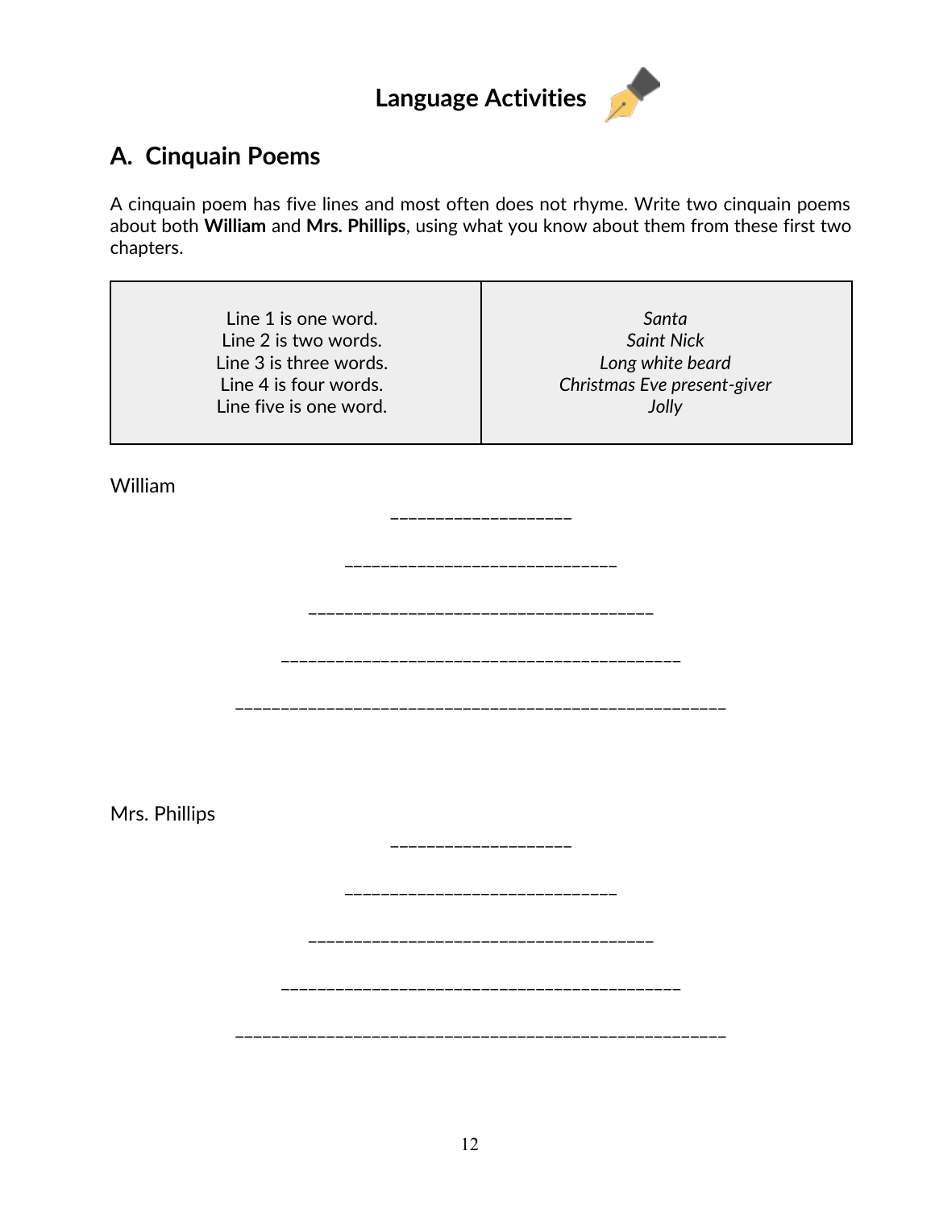# Language Activities

## A. Cinquain Poems

A cinquain poem has five lines and most often does not rhyme. Write two cinquain poems about both **William** and **Mrs. Phillips**, using what you know about them from these first two chapters.

| | |
|---|---|
| Line 1 is one word.<br>Line 2 is two words.<br>Line 3 is three words.<br>Line 4 is four words.<br>Line five is one word. | *Santa*<br>*Saint Nick*<br>*Long white beard*<br>*Christmas Eve present-giver*<br>*Jolly* |

William

____________________

______________________________

______________________________________

____________________________________________

______________________________________________________

Mrs. Phillips

____________________

______________________________

______________________________________

____________________________________________

______________________________________________________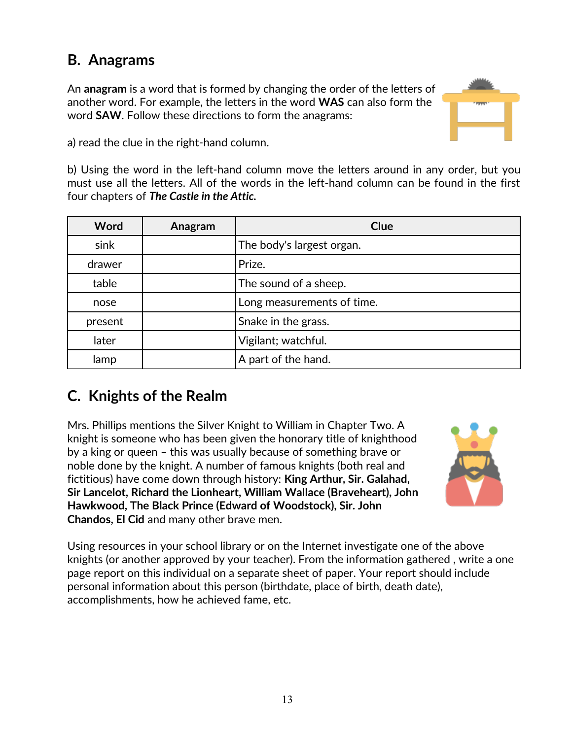## B. Anagrams

An **anagram** is a word that is formed by changing the order of the letters of another word. For example, the letters in the word **WAS** can also form the word **SAW**. Follow these directions to form the anagrams:

a) read the clue in the right-hand column.

b) Using the word in the left-hand column move the letters around in any order, but you must use all the letters. All of the words in the left-hand column can be found in the first four chapters of ***The Castle in the Attic.***

| Word | Anagram | Clue |
| --- | --- | --- |
| sink | | The body's largest organ. |
| drawer | | Prize. |
| table | | The sound of a sheep. |
| nose | | Long measurements of time. |
| present | | Snake in the grass. |
| later | | Vigilant; watchful. |
| lamp | | A part of the hand. |

## C. Knights of the Realm

Mrs. Phillips mentions the Silver Knight to William in Chapter Two. A knight is someone who has been given the honorary title of knighthood by a king or queen – this was usually because of something brave or noble done by the knight. A number of famous knights (both real and fictitious) have come down through history: **King Arthur, Sir. Galahad, Sir Lancelot, Richard the Lionheart, William Wallace (Braveheart), John Hawkwood, The Black Prince (Edward of Woodstock), Sir. John Chandos, El Cid** and many other brave men.

Using resources in your school library or on the Internet investigate one of the above knights (or another approved by your teacher). From the information gathered , write a one page report on this individual on a separate sheet of paper. Your report should include personal information about this person (birthdate, place of birth, death date), accomplishments, how he achieved fame, etc.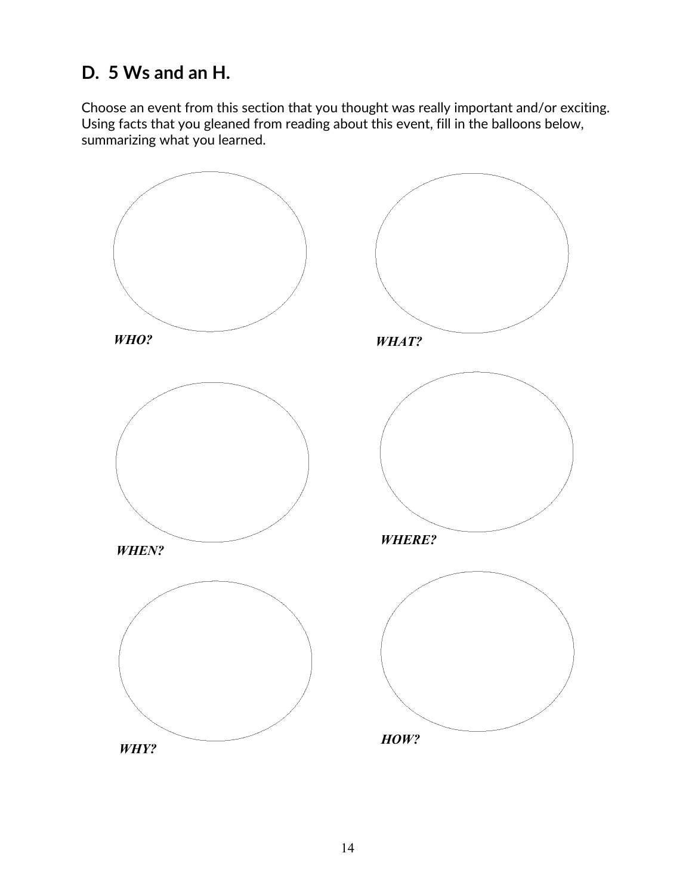## D. 5 Ws and an H.

Choose an event from this section that you thought was really important and/or exciting. Using facts that you gleaned from reading about this event, fill in the balloons below, summarizing what you learned.

***WHO?***

***WHAT?***

***WHEN?***

***WHERE?***

***WHY?***

***HOW?***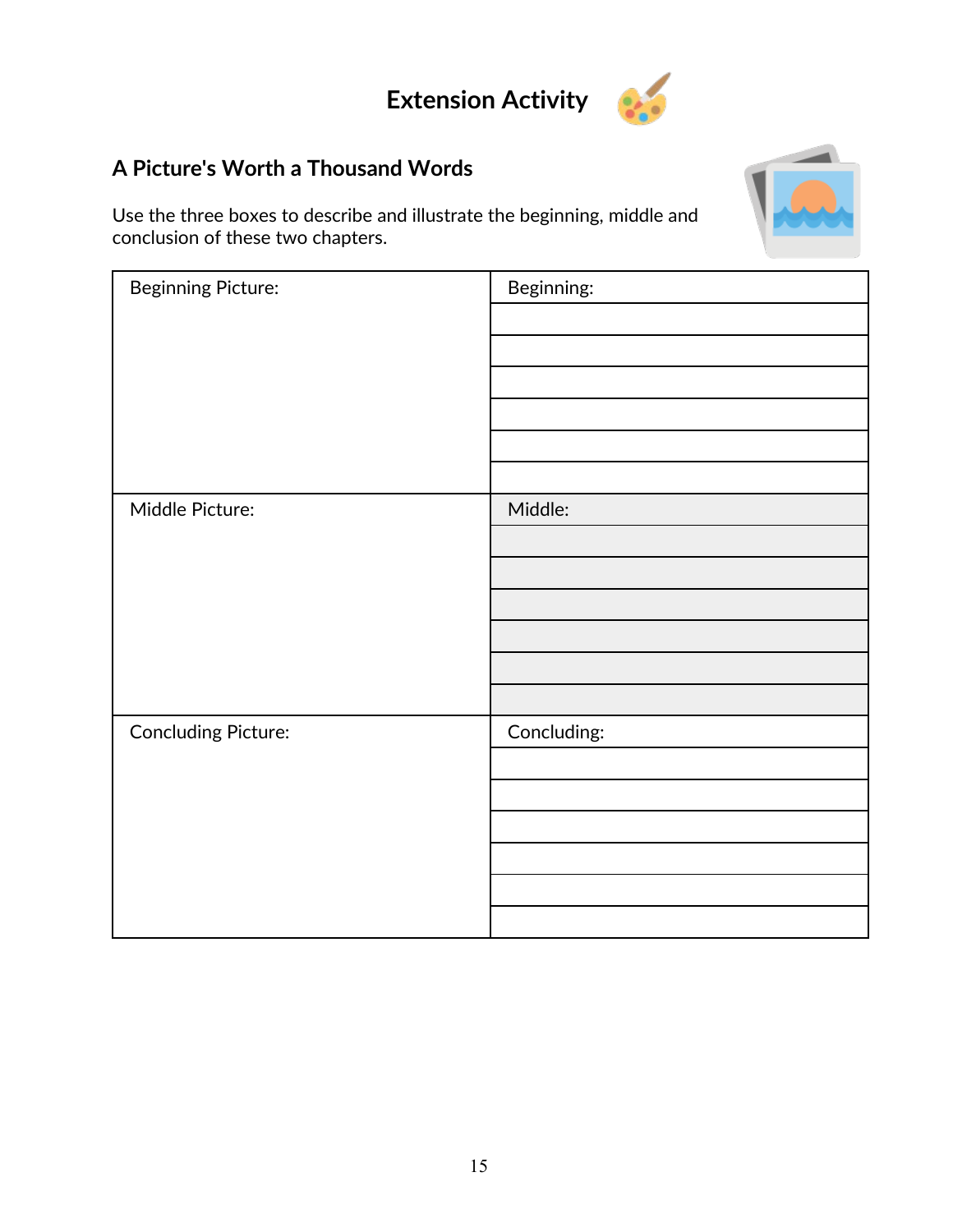# Extension Activity

## A Picture's Worth a Thousand Words

Use the three boxes to describe and illustrate the beginning, middle and conclusion of these two chapters.

| | |
|---|---|
| Beginning Picture: | Beginning: |
| Middle Picture: | Middle: |
| Concluding Picture: | Concluding: |